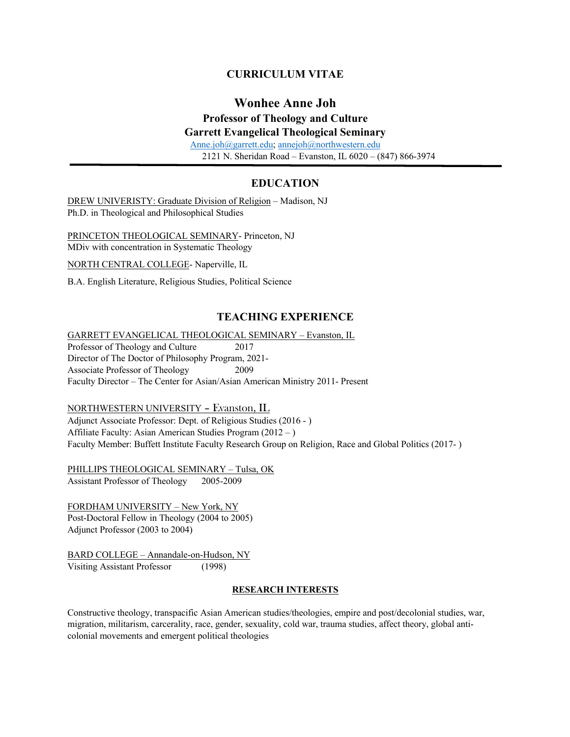# CURRICULUM VITAE

## Wonhee Anne Joh

**Professor of Theology and Culture**

**Garrett Evangelical Theological Seminary**

Anne.joh@garrett.edu; annejoh@northwestern.edu

2121 N. Sheridan Road – Evanston, IL 6020 – (847) 866-3974

---

## EDUCATION

DREW UNIVERISTY: Graduate Division of Religion – Madison, NJ
Ph.D. in Theological and Philosophical Studies

PRINCETON THEOLOGICAL SEMINARY- Princeton, NJ
MDiv with concentration in Systematic Theology

NORTH CENTRAL COLLEGE- Naperville, IL

B.A. English Literature, Religious Studies, Political Science

## TEACHING EXPERIENCE

GARRETT EVANGELICAL THEOLOGICAL SEMINARY – Evanston, IL
Professor of Theology and Culture 2017
Director of The Doctor of Philosophy Program, 2021-
Associate Professor of Theology 2009
Faculty Director – The Center for Asian/Asian American Ministry 2011- Present

NORTHWESTERN UNIVERSITY – Evanston, IL
Adjunct Associate Professor: Dept. of Religious Studies (2016 - )
Affiliate Faculty: Asian American Studies Program (2012 – )
Faculty Member: Buffett Institute Faculty Research Group on Religion, Race and Global Politics (2017- )

PHILLIPS THEOLOGICAL SEMINARY – Tulsa, OK
Assistant Professor of Theology 2005-2009

FORDHAM UNIVERSITY – New York, NY
Post-Doctoral Fellow in Theology (2004 to 2005)
Adjunct Professor (2003 to 2004)

BARD COLLEGE – Annandale-on-Hudson, NY
Visiting Assistant Professor (1998)

### RESEARCH INTERESTS

Constructive theology, transpacific Asian American studies/theologies, empire and post/decolonial studies, war, migration, militarism, carcerality, race, gender, sexuality, cold war, trauma studies, affect theory, global anti-colonial movements and emergent political theologies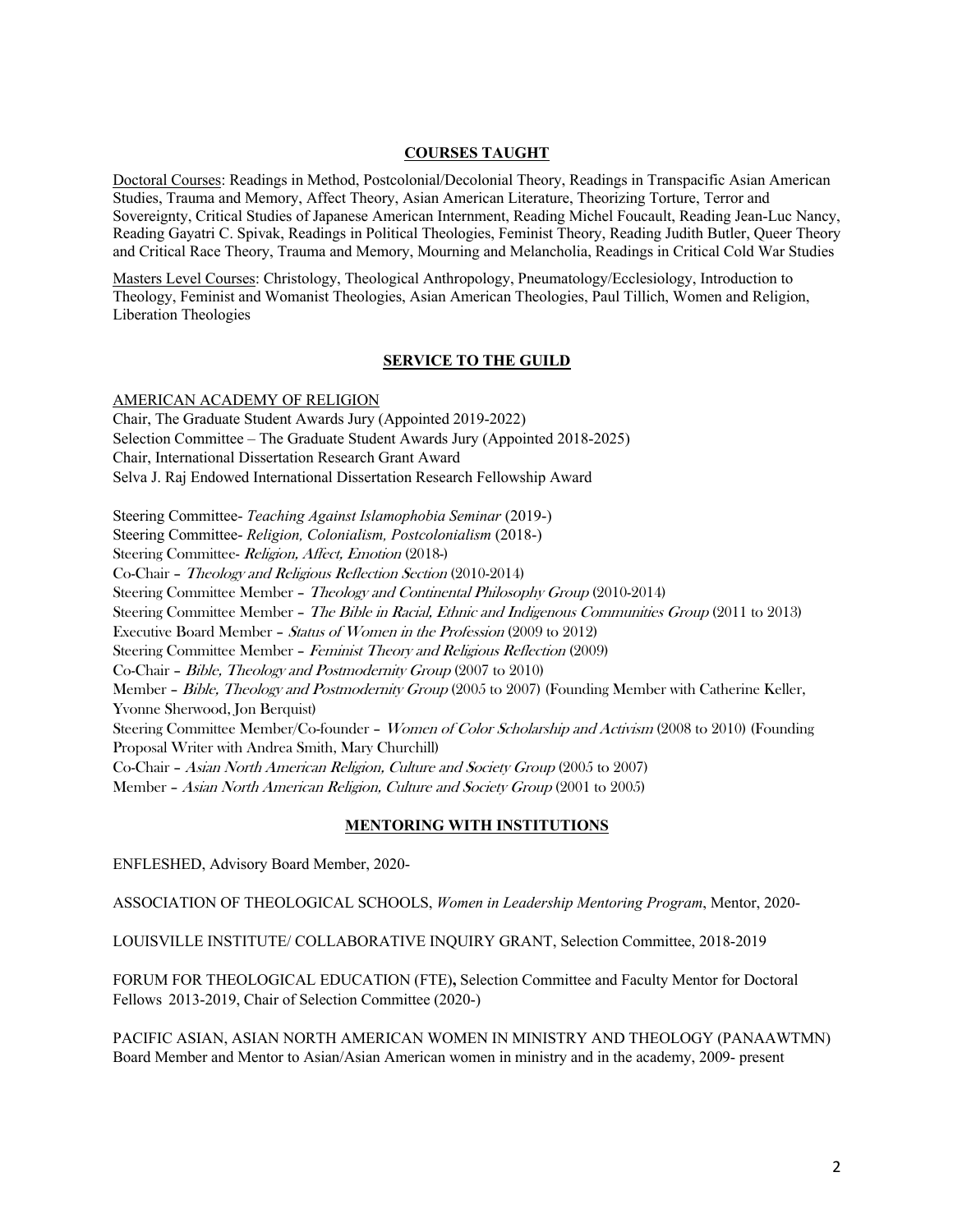## COURSES TAUGHT

Doctoral Courses: Readings in Method, Postcolonial/Decolonial Theory, Readings in Transpacific Asian American Studies, Trauma and Memory, Affect Theory, Asian American Literature, Theorizing Torture, Terror and Sovereignty, Critical Studies of Japanese American Internment, Reading Michel Foucault, Reading Jean-Luc Nancy, Reading Gayatri C. Spivak, Readings in Political Theologies, Feminist Theory, Reading Judith Butler, Queer Theory and Critical Race Theory, Trauma and Memory, Mourning and Melancholia, Readings in Critical Cold War Studies

Masters Level Courses: Christology, Theological Anthropology, Pneumatology/Ecclesiology, Introduction to Theology, Feminist and Womanist Theologies, Asian American Theologies, Paul Tillich, Women and Religion, Liberation Theologies

## SERVICE TO THE GUILD

AMERICAN ACADEMY OF RELIGION
Chair, The Graduate Student Awards Jury (Appointed 2019-2022)
Selection Committee – The Graduate Student Awards Jury (Appointed 2018-2025)
Chair, International Dissertation Research Grant Award
Selva J. Raj Endowed International Dissertation Research Fellowship Award

Steering Committee- *Teaching Against Islamophobia Seminar* (2019-)
Steering Committee- *Religion, Colonialism, Postcolonialism* (2018-)
Steering Committee- *Religion, Affect, Emotion* (2018-)
Co-Chair – *Theology and Religious Reflection Section* (2010-2014)
Steering Committee Member – *Theology and Continental Philosophy Group* (2010-2014)
Steering Committee Member – *The Bible in Racial, Ethnic and Indigenous Communities Group* (2011 to 2013)
Executive Board Member – *Status of Women in the Profession* (2009 to 2012)
Steering Committee Member – *Feminist Theory and Religious Reflection* (2009)
Co-Chair – *Bible, Theology and Postmodernity Group* (2007 to 2010)
Member – *Bible, Theology and Postmodernity Group* (2005 to 2007) (Founding Member with Catherine Keller, Yvonne Sherwood, Jon Berquist)
Steering Committee Member/Co-founder – *Women of Color Scholarship and Activism* (2008 to 2010) (Founding Proposal Writer with Andrea Smith, Mary Churchill)
Co-Chair – *Asian North American Religion, Culture and Society Group* (2005 to 2007)
Member – *Asian North American Religion, Culture and Society Group* (2001 to 2005)

## MENTORING WITH INSTITUTIONS

ENFLESHED, Advisory Board Member, 2020-

ASSOCIATION OF THEOLOGICAL SCHOOLS, *Women in Leadership Mentoring Program*, Mentor, 2020-

LOUISVILLE INSTITUTE/ COLLABORATIVE INQUIRY GRANT, Selection Committee, 2018-2019

FORUM FOR THEOLOGICAL EDUCATION (FTE)**,** Selection Committee and Faculty Mentor for Doctoral Fellows 2013-2019, Chair of Selection Committee (2020-)

PACIFIC ASIAN, ASIAN NORTH AMERICAN WOMEN IN MINISTRY AND THEOLOGY (PANAAWTMN) Board Member and Mentor to Asian/Asian American women in ministry and in the academy, 2009- present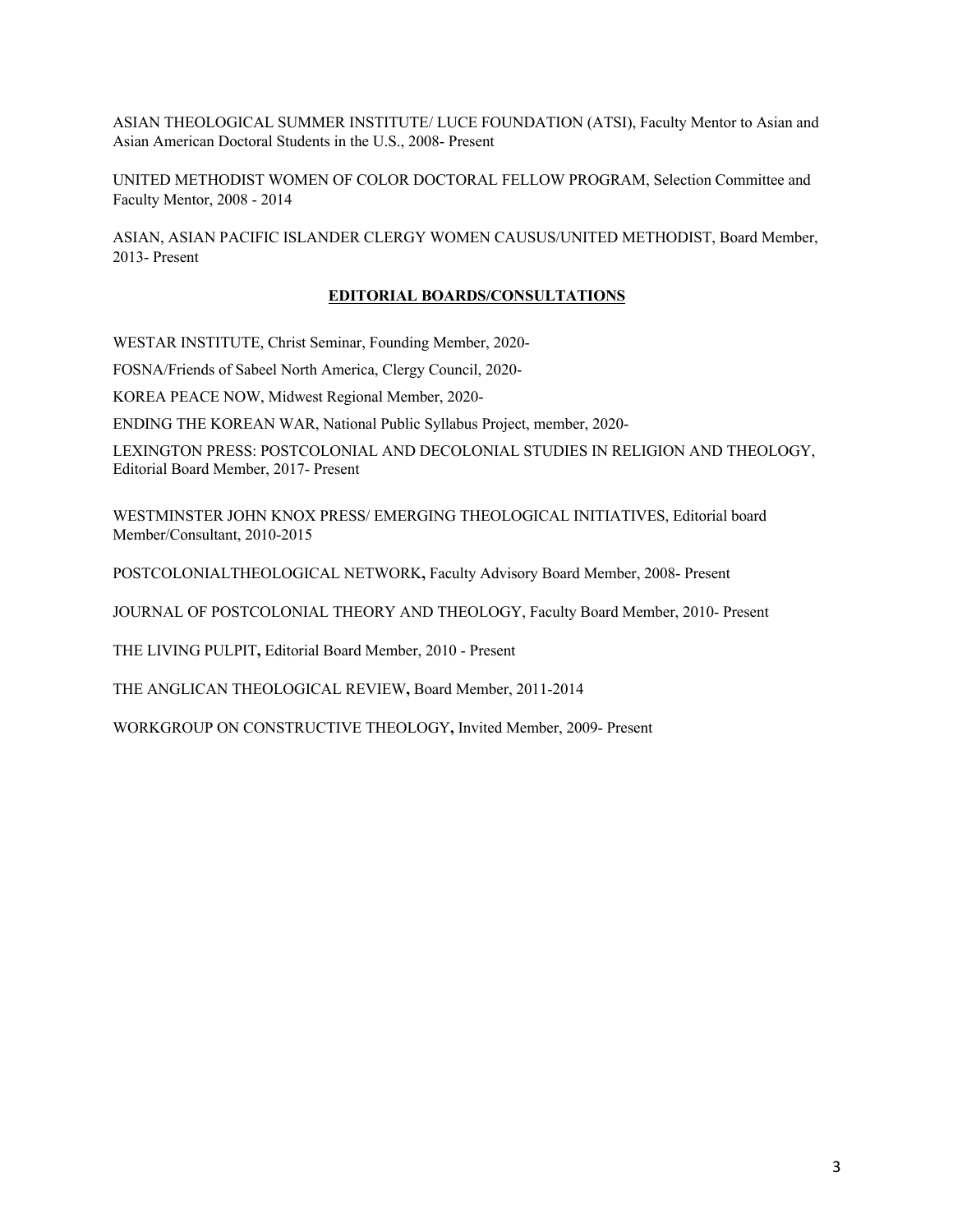ASIAN THEOLOGICAL SUMMER INSTITUTE/ LUCE FOUNDATION (ATSI), Faculty Mentor to Asian and Asian American Doctoral Students in the U.S., 2008- Present

UNITED METHODIST WOMEN OF COLOR DOCTORAL FELLOW PROGRAM, Selection Committee and Faculty Mentor, 2008 - 2014

ASIAN, ASIAN PACIFIC ISLANDER CLERGY WOMEN CAUSUS/UNITED METHODIST, Board Member, 2013- Present

## EDITORIAL BOARDS/CONSULTATIONS

WESTAR INSTITUTE, Christ Seminar, Founding Member, 2020-

FOSNA/Friends of Sabeel North America, Clergy Council, 2020-

KOREA PEACE NOW, Midwest Regional Member, 2020-

ENDING THE KOREAN WAR, National Public Syllabus Project, member, 2020-

LEXINGTON PRESS: POSTCOLONIAL AND DECOLONIAL STUDIES IN RELIGION AND THEOLOGY, Editorial Board Member, 2017- Present

WESTMINSTER JOHN KNOX PRESS/ EMERGING THEOLOGICAL INITIATIVES, Editorial board Member/Consultant, 2010-2015

POSTCOLONIALTHEOLOGICAL NETWORK**,** Faculty Advisory Board Member, 2008- Present

JOURNAL OF POSTCOLONIAL THEORY AND THEOLOGY, Faculty Board Member, 2010- Present

THE LIVING PULPIT**,** Editorial Board Member, 2010 - Present

THE ANGLICAN THEOLOGICAL REVIEW**,** Board Member, 2011-2014

WORKGROUP ON CONSTRUCTIVE THEOLOGY**,** Invited Member, 2009- Present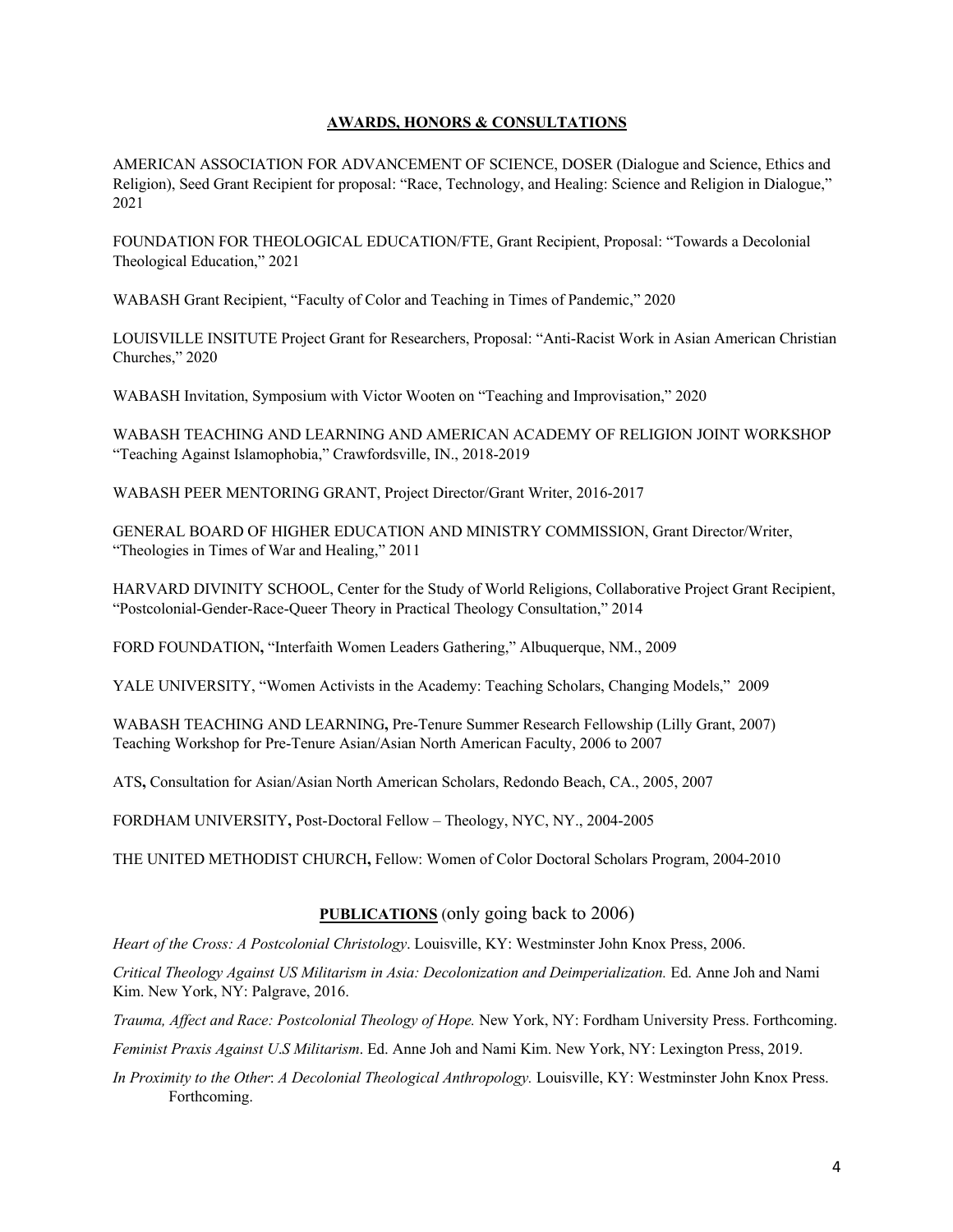## AWARDS, HONORS & CONSULTATIONS

AMERICAN ASSOCIATION FOR ADVANCEMENT OF SCIENCE, DOSER (Dialogue and Science, Ethics and Religion), Seed Grant Recipient for proposal: "Race, Technology, and Healing: Science and Religion in Dialogue," 2021

FOUNDATION FOR THEOLOGICAL EDUCATION/FTE, Grant Recipient, Proposal: "Towards a Decolonial Theological Education," 2021

WABASH Grant Recipient, "Faculty of Color and Teaching in Times of Pandemic," 2020

LOUISVILLE INSTITUTE Project Grant for Researchers, Proposal: "Anti-Racist Work in Asian American Christian Churches," 2020

WABASH Invitation, Symposium with Victor Wooten on "Teaching and Improvisation," 2020

WABASH TEACHING AND LEARNING AND AMERICAN ACADEMY OF RELIGION JOINT WORKSHOP "Teaching Against Islamophobia," Crawfordsville, IN., 2018-2019

WABASH PEER MENTORING GRANT, Project Director/Grant Writer, 2016-2017

GENERAL BOARD OF HIGHER EDUCATION AND MINISTRY COMMISSION, Grant Director/Writer, "Theologies in Times of War and Healing," 2011

HARVARD DIVINITY SCHOOL, Center for the Study of World Religions, Collaborative Project Grant Recipient, "Postcolonial-Gender-Race-Queer Theory in Practical Theology Consultation," 2014

FORD FOUNDATION**,** "Interfaith Women Leaders Gathering," Albuquerque, NM., 2009

YALE UNIVERSITY, "Women Activists in the Academy: Teaching Scholars, Changing Models," 2009

WABASH TEACHING AND LEARNING**,** Pre-Tenure Summer Research Fellowship (Lilly Grant, 2007) Teaching Workshop for Pre-Tenure Asian/Asian North American Faculty, 2006 to 2007

ATS**,** Consultation for Asian/Asian North American Scholars, Redondo Beach, CA., 2005, 2007

FORDHAM UNIVERSITY**,** Post-Doctoral Fellow – Theology, NYC, NY., 2004-2005

THE UNITED METHODIST CHURCH**,** Fellow: Women of Color Doctoral Scholars Program, 2004-2010

## PUBLICATIONS (only going back to 2006)

*Heart of the Cross: A Postcolonial Christology*. Louisville, KY: Westminster John Knox Press, 2006.

*Critical Theology Against US Militarism in Asia: Decolonization and Deimperialization.* Ed. Anne Joh and Nami Kim. New York, NY: Palgrave, 2016.

*Trauma, Affect and Race: Postcolonial Theology of Hope.* New York, NY: Fordham University Press. Forthcoming.

*Feminist Praxis Against U.S Militarism*. Ed. Anne Joh and Nami Kim. New York, NY: Lexington Press, 2019.

*In Proximity to the Other*: *A Decolonial Theological Anthropology.* Louisville, KY: Westminster John Knox Press. Forthcoming.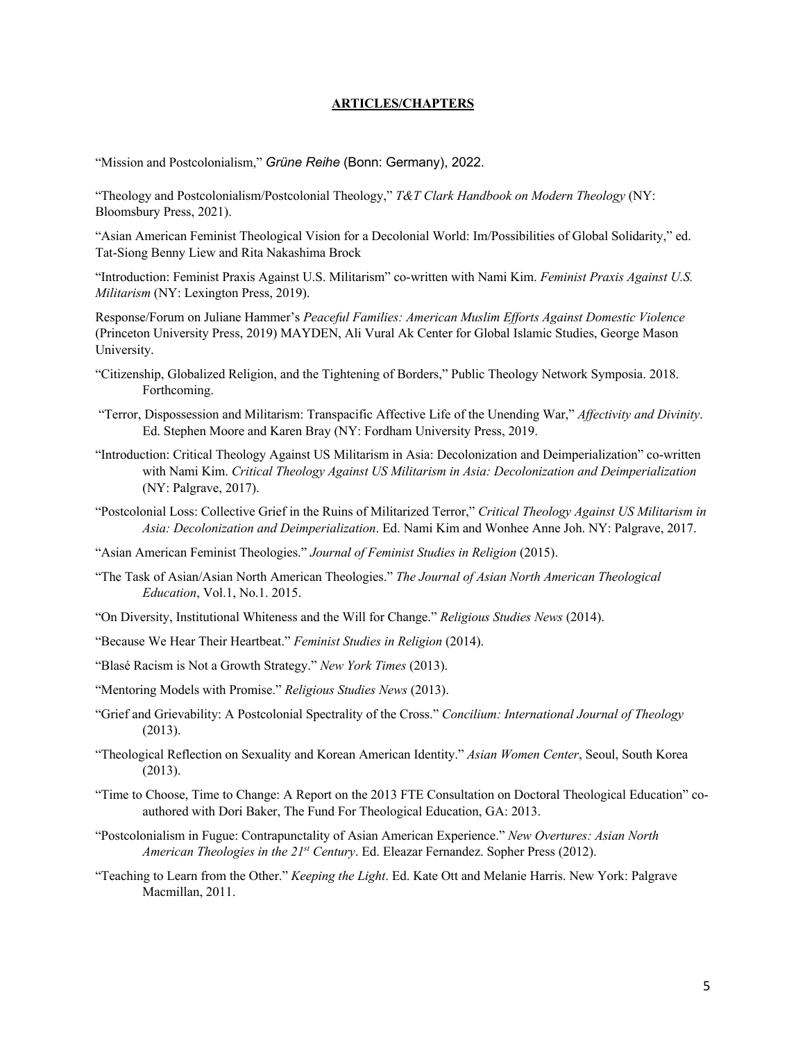## **ARTICLES/CHAPTERS**

"Mission and Postcolonialism," *Grüne Reihe* (Bonn: Germany), 2022.

"Theology and Postcolonialism/Postcolonial Theology," *T&T Clark Handbook on Modern Theology* (NY: Bloomsbury Press, 2021).

"Asian American Feminist Theological Vision for a Decolonial World: Im/Possibilities of Global Solidarity," ed. Tat-Siong Benny Liew and Rita Nakashima Brock

"Introduction: Feminist Praxis Against U.S. Militarism" co-written with Nami Kim. *Feminist Praxis Against U.S. Militarism* (NY: Lexington Press, 2019).

Response/Forum on Juliane Hammer's *Peaceful Families: American Muslim Efforts Against Domestic Violence* (Princeton University Press, 2019) MAYDEN, Ali Vural Ak Center for Global Islamic Studies, George Mason University.

"Citizenship, Globalized Religion, and the Tightening of Borders," Public Theology Network Symposia. 2018. Forthcoming.

"Terror, Dispossession and Militarism: Transpacific Affective Life of the Unending War," *Affectivity and Divinity*. Ed. Stephen Moore and Karen Bray (NY: Fordham University Press, 2019.

"Introduction: Critical Theology Against US Militarism in Asia: Decolonization and Deimperialization" co-written with Nami Kim. *Critical Theology Against US Militarism in Asia: Decolonization and Deimperialization* (NY: Palgrave, 2017).

"Postcolonial Loss: Collective Grief in the Ruins of Militarized Terror," *Critical Theology Against US Militarism in Asia: Decolonization and Deimperialization*. Ed. Nami Kim and Wonhee Anne Joh. NY: Palgrave, 2017.

"Asian American Feminist Theologies." *Journal of Feminist Studies in Religion* (2015).

"The Task of Asian/Asian North American Theologies." *The Journal of Asian North American Theological Education*, Vol.1, No.1. 2015.

"On Diversity, Institutional Whiteness and the Will for Change." *Religious Studies News* (2014).

"Because We Hear Their Heartbeat." *Feminist Studies in Religion* (2014).

"Blasé Racism is Not a Growth Strategy." *New York Times* (2013).

"Mentoring Models with Promise." *Religious Studies News* (2013).

"Grief and Grievability: A Postcolonial Spectrality of the Cross." *Concilium: International Journal of Theology* (2013).

"Theological Reflection on Sexuality and Korean American Identity." *Asian Women Center*, Seoul, South Korea (2013).

"Time to Choose, Time to Change: A Report on the 2013 FTE Consultation on Doctoral Theological Education" co-authored with Dori Baker, The Fund For Theological Education, GA: 2013.

"Postcolonialism in Fugue: Contrapunctality of Asian American Experience." *New Overtures: Asian North American Theologies in the 21st Century*. Ed. Eleazar Fernandez. Sopher Press (2012).

"Teaching to Learn from the Other." *Keeping the Light*. Ed. Kate Ott and Melanie Harris. New York: Palgrave Macmillan, 2011.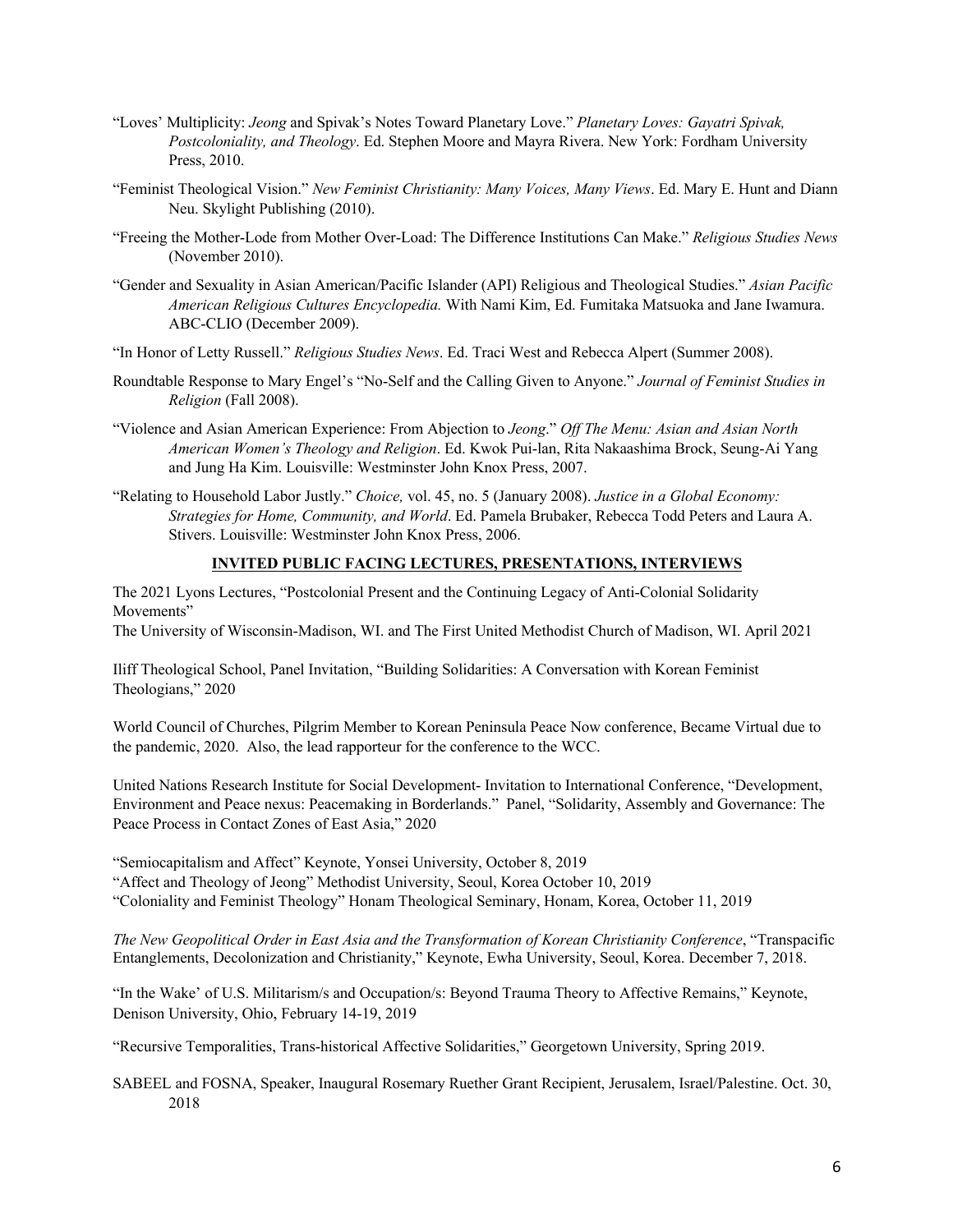"Loves' Multiplicity: *Jeong* and Spivak's Notes Toward Planetary Love." *Planetary Loves: Gayatri Spivak, Postcoloniality, and Theology*. Ed. Stephen Moore and Mayra Rivera. New York: Fordham University Press, 2010.

"Feminist Theological Vision." *New Feminist Christianity: Many Voices, Many Views*. Ed. Mary E. Hunt and Diann Neu. Skylight Publishing (2010).

"Freeing the Mother-Lode from Mother Over-Load: The Difference Institutions Can Make." *Religious Studies News* (November 2010).

"Gender and Sexuality in Asian American/Pacific Islander (API) Religious and Theological Studies." *Asian Pacific American Religious Cultures Encyclopedia.* With Nami Kim, Ed. Fumitaka Matsuoka and Jane Iwamura. ABC-CLIO (December 2009).

"In Honor of Letty Russell." *Religious Studies News*. Ed. Traci West and Rebecca Alpert (Summer 2008).

Roundtable Response to Mary Engel's "No-Self and the Calling Given to Anyone." *Journal of Feminist Studies in Religion* (Fall 2008).

"Violence and Asian American Experience: From Abjection to *Jeong*." *Off The Menu: Asian and Asian North American Women's Theology and Religion*. Ed. Kwok Pui-lan, Rita Nakaashima Brock, Seung-Ai Yang and Jung Ha Kim. Louisville: Westminster John Knox Press, 2007.

"Relating to Household Labor Justly." *Choice,* vol. 45, no. 5 (January 2008). *Justice in a Global Economy: Strategies for Home, Community, and World*. Ed. Pamela Brubaker, Rebecca Todd Peters and Laura A. Stivers. Louisville: Westminster John Knox Press, 2006.

## INVITED PUBLIC FACING LECTURES, PRESENTATIONS, INTERVIEWS

The 2021 Lyons Lectures, "Postcolonial Present and the Continuing Legacy of Anti-Colonial Solidarity Movements"
The University of Wisconsin-Madison, WI. and The First United Methodist Church of Madison, WI. April 2021

Iliff Theological School, Panel Invitation, "Building Solidarities: A Conversation with Korean Feminist Theologians," 2020

World Council of Churches, Pilgrim Member to Korean Peninsula Peace Now conference, Became Virtual due to the pandemic, 2020. Also, the lead rapporteur for the conference to the WCC.

United Nations Research Institute for Social Development- Invitation to International Conference, "Development, Environment and Peace nexus: Peacemaking in Borderlands." Panel, "Solidarity, Assembly and Governance: The Peace Process in Contact Zones of East Asia," 2020

"Semiocapitalism and Affect" Keynote, Yonsei University, October 8, 2019
"Affect and Theology of Jeong" Methodist University, Seoul, Korea October 10, 2019
"Coloniality and Feminist Theology" Honam Theological Seminary, Honam, Korea, October 11, 2019

*The New Geopolitical Order in East Asia and the Transformation of Korean Christianity Conference*, "Transpacific Entanglements, Decolonization and Christianity," Keynote, Ewha University, Seoul, Korea. December 7, 2018.

"In the Wake' of U.S. Militarism/s and Occupation/s: Beyond Trauma Theory to Affective Remains," Keynote, Denison University, Ohio, February 14-19, 2019

"Recursive Temporalities, Trans-historical Affective Solidarities," Georgetown University, Spring 2019.

SABEEL and FOSNA, Speaker, Inaugural Rosemary Ruether Grant Recipient, Jerusalem, Israel/Palestine. Oct. 30, 2018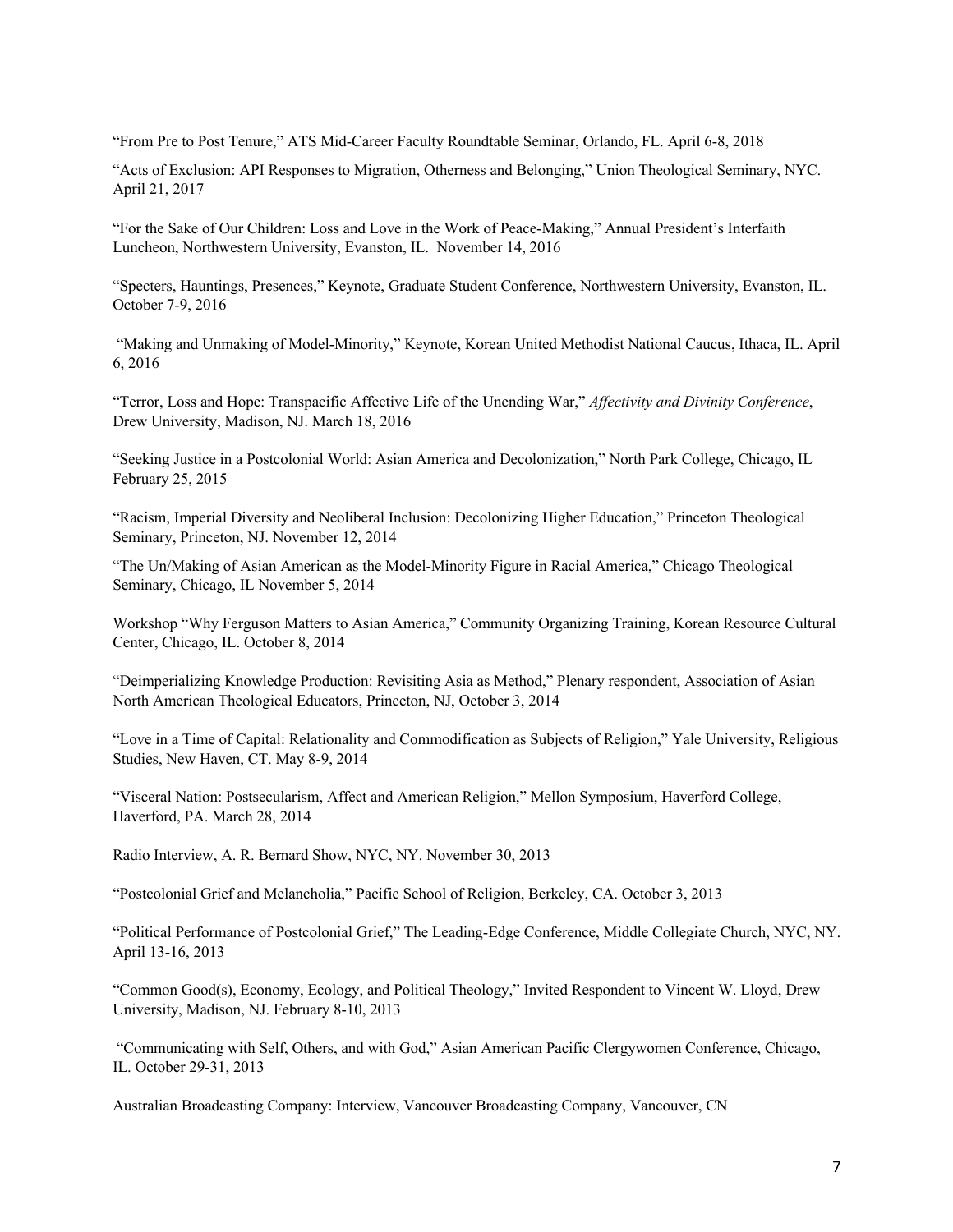"From Pre to Post Tenure," ATS Mid-Career Faculty Roundtable Seminar, Orlando, FL. April 6-8, 2018

"Acts of Exclusion: API Responses to Migration, Otherness and Belonging," Union Theological Seminary, NYC. April 21, 2017

"For the Sake of Our Children: Loss and Love in the Work of Peace-Making," Annual President's Interfaith Luncheon, Northwestern University, Evanston, IL. November 14, 2016

"Specters, Hauntings, Presences," Keynote, Graduate Student Conference, Northwestern University, Evanston, IL. October 7-9, 2016

"Making and Unmaking of Model-Minority," Keynote, Korean United Methodist National Caucus, Ithaca, IL. April 6, 2016

"Terror, Loss and Hope: Transpacific Affective Life of the Unending War," *Affectivity and Divinity Conference*, Drew University, Madison, NJ. March 18, 2016

"Seeking Justice in a Postcolonial World: Asian America and Decolonization," North Park College, Chicago, IL February 25, 2015

"Racism, Imperial Diversity and Neoliberal Inclusion: Decolonizing Higher Education," Princeton Theological Seminary, Princeton, NJ. November 12, 2014

"The Un/Making of Asian American as the Model-Minority Figure in Racial America," Chicago Theological Seminary, Chicago, IL November 5, 2014

Workshop "Why Ferguson Matters to Asian America," Community Organizing Training, Korean Resource Cultural Center, Chicago, IL. October 8, 2014

"Deimperializing Knowledge Production: Revisiting Asia as Method," Plenary respondent, Association of Asian North American Theological Educators, Princeton, NJ, October 3, 2014

"Love in a Time of Capital: Relationality and Commodification as Subjects of Religion," Yale University, Religious Studies, New Haven, CT. May 8-9, 2014

"Visceral Nation: Postsecularism, Affect and American Religion," Mellon Symposium, Haverford College, Haverford, PA. March 28, 2014

Radio Interview, A. R. Bernard Show, NYC, NY. November 30, 2013

"Postcolonial Grief and Melancholia," Pacific School of Religion, Berkeley, CA. October 3, 2013

"Political Performance of Postcolonial Grief," The Leading-Edge Conference, Middle Collegiate Church, NYC, NY. April 13-16, 2013

"Common Good(s), Economy, Ecology, and Political Theology," Invited Respondent to Vincent W. Lloyd, Drew University, Madison, NJ. February 8-10, 2013

"Communicating with Self, Others, and with God," Asian American Pacific Clergywomen Conference, Chicago, IL. October 29-31, 2013

Australian Broadcasting Company: Interview, Vancouver Broadcasting Company, Vancouver, CN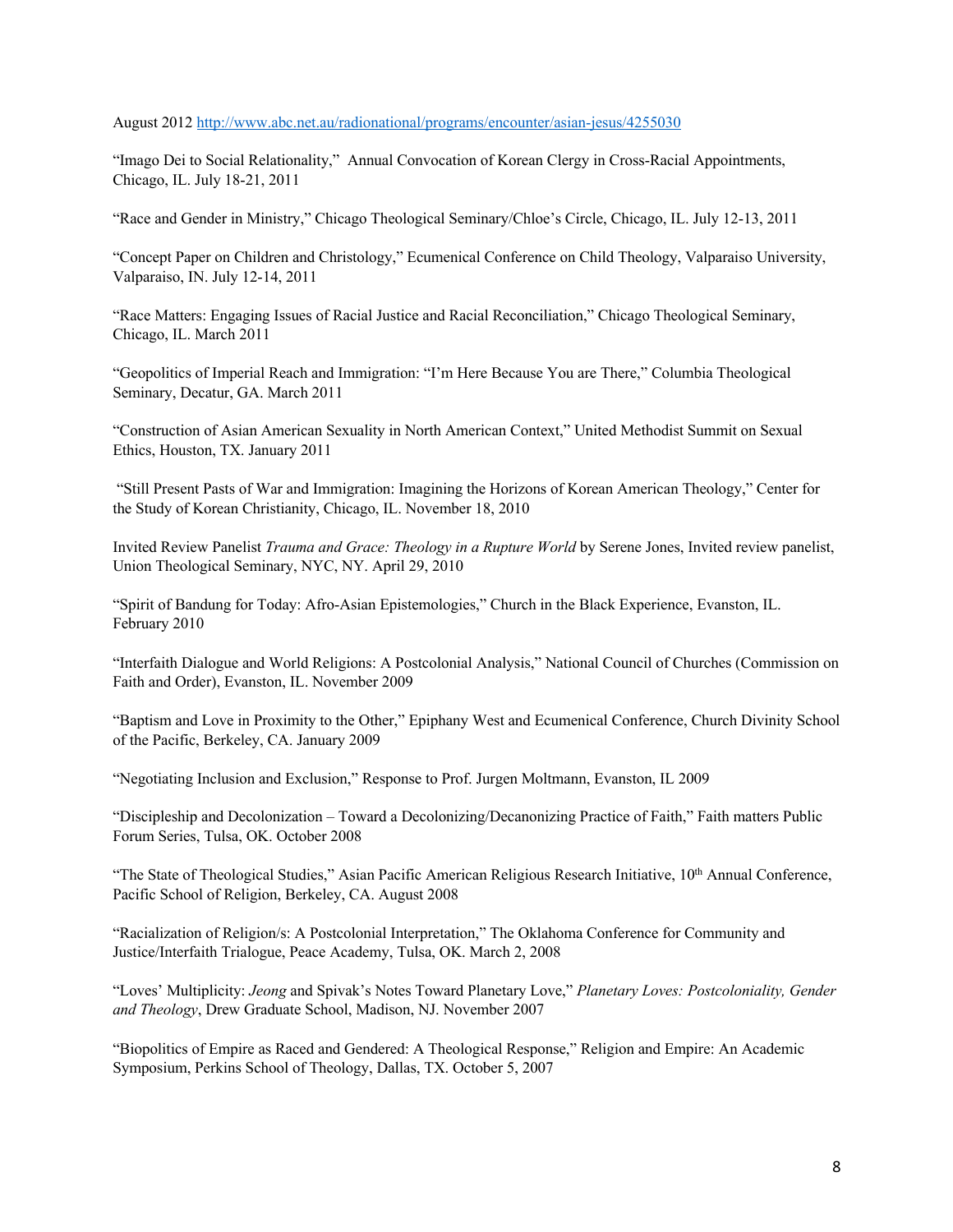August 2012 http://www.abc.net.au/radionational/programs/encounter/asian-jesus/4255030

"Imago Dei to Social Relationality," Annual Convocation of Korean Clergy in Cross-Racial Appointments, Chicago, IL. July 18-21, 2011

"Race and Gender in Ministry," Chicago Theological Seminary/Chloe's Circle, Chicago, IL. July 12-13, 2011

"Concept Paper on Children and Christology," Ecumenical Conference on Child Theology, Valparaiso University, Valparaiso, IN. July 12-14, 2011

"Race Matters: Engaging Issues of Racial Justice and Racial Reconciliation," Chicago Theological Seminary, Chicago, IL. March 2011

"Geopolitics of Imperial Reach and Immigration: "I'm Here Because You are There," Columbia Theological Seminary, Decatur, GA. March 2011

"Construction of Asian American Sexuality in North American Context," United Methodist Summit on Sexual Ethics, Houston, TX. January 2011

"Still Present Pasts of War and Immigration: Imagining the Horizons of Korean American Theology," Center for the Study of Korean Christianity, Chicago, IL. November 18, 2010

Invited Review Panelist *Trauma and Grace: Theology in a Rupture World* by Serene Jones, Invited review panelist, Union Theological Seminary, NYC, NY. April 29, 2010

"Spirit of Bandung for Today: Afro-Asian Epistemologies," Church in the Black Experience, Evanston, IL. February 2010

"Interfaith Dialogue and World Religions: A Postcolonial Analysis," National Council of Churches (Commission on Faith and Order), Evanston, IL. November 2009

"Baptism and Love in Proximity to the Other," Epiphany West and Ecumenical Conference, Church Divinity School of the Pacific, Berkeley, CA. January 2009

"Negotiating Inclusion and Exclusion," Response to Prof. Jurgen Moltmann, Evanston, IL 2009

"Discipleship and Decolonization – Toward a Decolonizing/Decanonizing Practice of Faith," Faith matters Public Forum Series, Tulsa, OK. October 2008

"The State of Theological Studies," Asian Pacific American Religious Research Initiative, 10th Annual Conference, Pacific School of Religion, Berkeley, CA. August 2008

"Racialization of Religion/s: A Postcolonial Interpretation," The Oklahoma Conference for Community and Justice/Interfaith Trialogue, Peace Academy, Tulsa, OK. March 2, 2008

"Loves' Multiplicity: *Jeong* and Spivak's Notes Toward Planetary Love," *Planetary Loves: Postcoloniality, Gender and Theology*, Drew Graduate School, Madison, NJ. November 2007

"Biopolitics of Empire as Raced and Gendered: A Theological Response," Religion and Empire: An Academic Symposium, Perkins School of Theology, Dallas, TX. October 5, 2007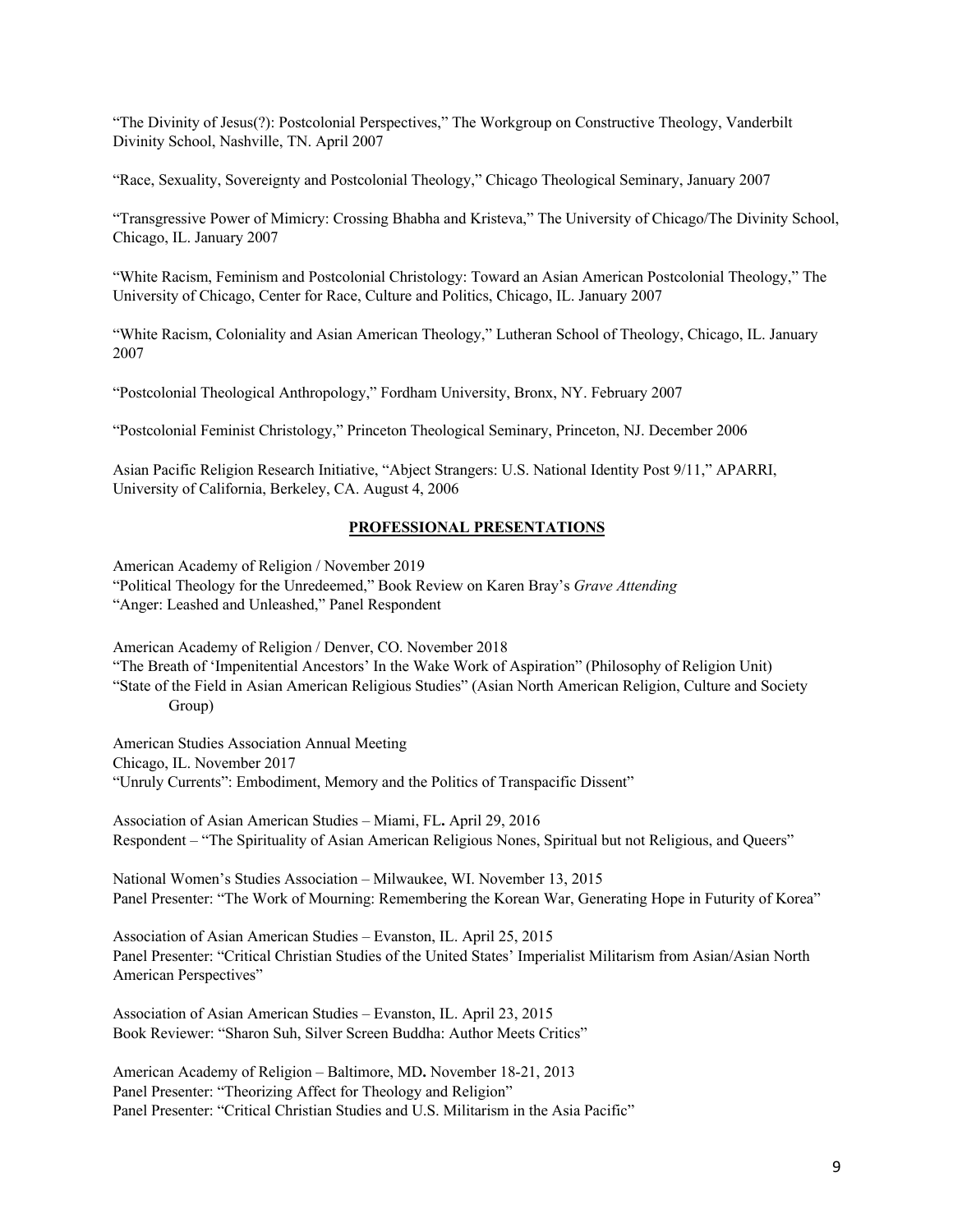"The Divinity of Jesus(?): Postcolonial Perspectives," The Workgroup on Constructive Theology, Vanderbilt Divinity School, Nashville, TN. April 2007

"Race, Sexuality, Sovereignty and Postcolonial Theology," Chicago Theological Seminary, January 2007

"Transgressive Power of Mimicry: Crossing Bhabha and Kristeva," The University of Chicago/The Divinity School, Chicago, IL. January 2007

"White Racism, Feminism and Postcolonial Christology: Toward an Asian American Postcolonial Theology," The University of Chicago, Center for Race, Culture and Politics, Chicago, IL. January 2007

"White Racism, Coloniality and Asian American Theology," Lutheran School of Theology, Chicago, IL. January 2007

"Postcolonial Theological Anthropology," Fordham University, Bronx, NY. February 2007

"Postcolonial Feminist Christology," Princeton Theological Seminary, Princeton, NJ. December 2006

Asian Pacific Religion Research Initiative, "Abject Strangers: U.S. National Identity Post 9/11," APARRI, University of California, Berkeley, CA. August 4, 2006

## PROFESSIONAL PRESENTATIONS

American Academy of Religion / November 2019
"Political Theology for the Unredeemed," Book Review on Karen Bray's *Grave Attending*
"Anger: Leashed and Unleashed," Panel Respondent

American Academy of Religion / Denver, CO. November 2018
"The Breath of 'Impenitential Ancestors' In the Wake Work of Aspiration" (Philosophy of Religion Unit)
"State of the Field in Asian American Religious Studies" (Asian North American Religion, Culture and Society Group)

American Studies Association Annual Meeting
Chicago, IL. November 2017
"Unruly Currents": Embodiment, Memory and the Politics of Transpacific Dissent"

Association of Asian American Studies – Miami, FL**.** April 29, 2016
Respondent – "The Spirituality of Asian American Religious Nones, Spiritual but not Religious, and Queers"

National Women's Studies Association – Milwaukee, WI. November 13, 2015
Panel Presenter: "The Work of Mourning: Remembering the Korean War, Generating Hope in Futurity of Korea"

Association of Asian American Studies – Evanston, IL. April 25, 2015
Panel Presenter: "Critical Christian Studies of the United States' Imperialist Militarism from Asian/Asian North American Perspectives"

Association of Asian American Studies – Evanston, IL. April 23, 2015
Book Reviewer: "Sharon Suh, Silver Screen Buddha: Author Meets Critics"

American Academy of Religion – Baltimore, MD**.** November 18-21, 2013
Panel Presenter: "Theorizing Affect for Theology and Religion"
Panel Presenter: "Critical Christian Studies and U.S. Militarism in the Asia Pacific"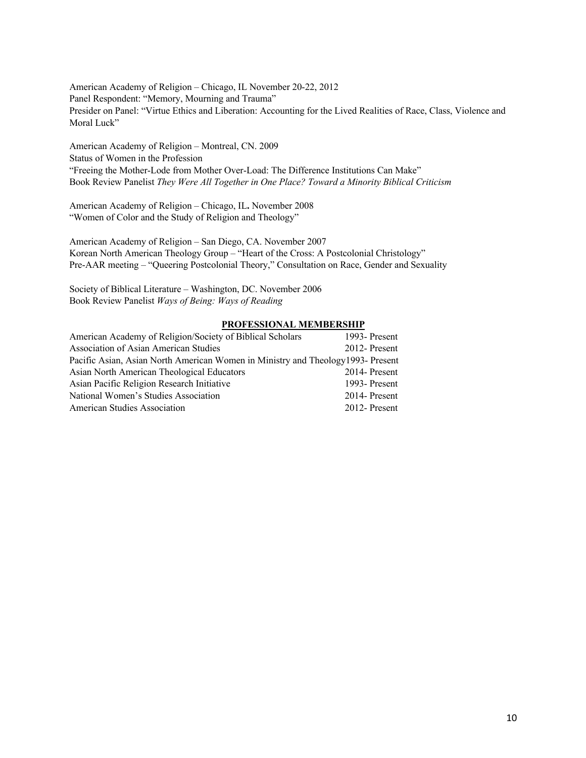American Academy of Religion – Chicago, IL November 20-22, 2012
Panel Respondent: "Memory, Mourning and Trauma"
Presider on Panel: "Virtue Ethics and Liberation: Accounting for the Lived Realities of Race, Class, Violence and Moral Luck"

American Academy of Religion – Montreal, CN. 2009
Status of Women in the Profession
"Freeing the Mother-Lode from Mother Over-Load: The Difference Institutions Can Make"
Book Review Panelist *They Were All Together in One Place? Toward a Minority Biblical Criticism*

American Academy of Religion – Chicago, IL**.** November 2008
"Women of Color and the Study of Religion and Theology"

American Academy of Religion – San Diego, CA. November 2007
Korean North American Theology Group – "Heart of the Cross: A Postcolonial Christology"
Pre-AAR meeting – "Queering Postcolonial Theory," Consultation on Race, Gender and Sexuality

Society of Biblical Literature – Washington, DC. November 2006
Book Review Panelist *Ways of Being: Ways of Reading*

## PROFESSIONAL MEMBERSHIP

| | |
|---|---|
| American Academy of Religion/Society of Biblical Scholars | 1993- Present |
| Association of Asian American Studies | 2012- Present |
| Pacific Asian, Asian North American Women in Ministry and Theology | 1993- Present |
| Asian North American Theological Educators | 2014- Present |
| Asian Pacific Religion Research Initiative | 1993- Present |
| National Women's Studies Association | 2014- Present |
| American Studies Association | 2012- Present |